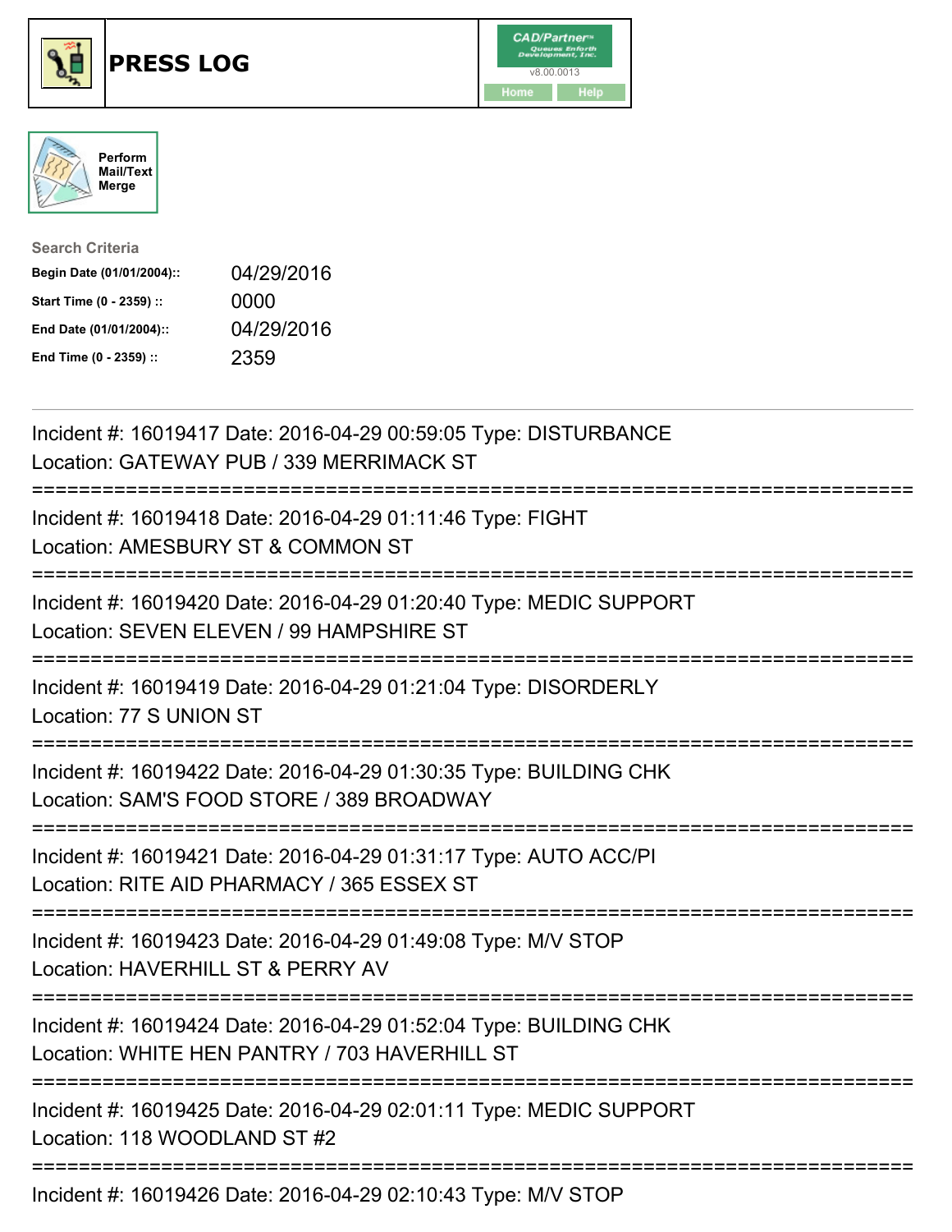# PRESS LOG

Perform Mail/Text Merge

**Search Criteria**

| | |
|---|---|
| **Begin Date (01/01/2004)::** | 04/29/2016 |
| **Start Time (0 - 2359) ::** | 0000 |
| **End Date (01/01/2004)::** | 04/29/2016 |
| **End Time (0 - 2359) ::** | 2359 |

---

Incident #: 16019417 Date: 2016-04-29 00:59:05 Type: DISTURBANCE
Location: GATEWAY PUB / 339 MERRIMACK ST

===========================================================================

Incident #: 16019418 Date: 2016-04-29 01:11:46 Type: FIGHT
Location: AMESBURY ST & COMMON ST

===========================================================================

Incident #: 16019420 Date: 2016-04-29 01:20:40 Type: MEDIC SUPPORT
Location: SEVEN ELEVEN / 99 HAMPSHIRE ST

===========================================================================

Incident #: 16019419 Date: 2016-04-29 01:21:04 Type: DISORDERLY
Location: 77 S UNION ST

===========================================================================

Incident #: 16019422 Date: 2016-04-29 01:30:35 Type: BUILDING CHK
Location: SAM'S FOOD STORE / 389 BROADWAY

===========================================================================

Incident #: 16019421 Date: 2016-04-29 01:31:17 Type: AUTO ACC/PI
Location: RITE AID PHARMACY / 365 ESSEX ST

===========================================================================

Incident #: 16019423 Date: 2016-04-29 01:49:08 Type: M/V STOP
Location: HAVERHILL ST & PERRY AV

===========================================================================

Incident #: 16019424 Date: 2016-04-29 01:52:04 Type: BUILDING CHK
Location: WHITE HEN PANTRY / 703 HAVERHILL ST

===========================================================================

Incident #: 16019425 Date: 2016-04-29 02:01:11 Type: MEDIC SUPPORT
Location: 118 WOODLAND ST #2

===========================================================================

Incident #: 16019426 Date: 2016-04-29 02:10:43 Type: M/V STOP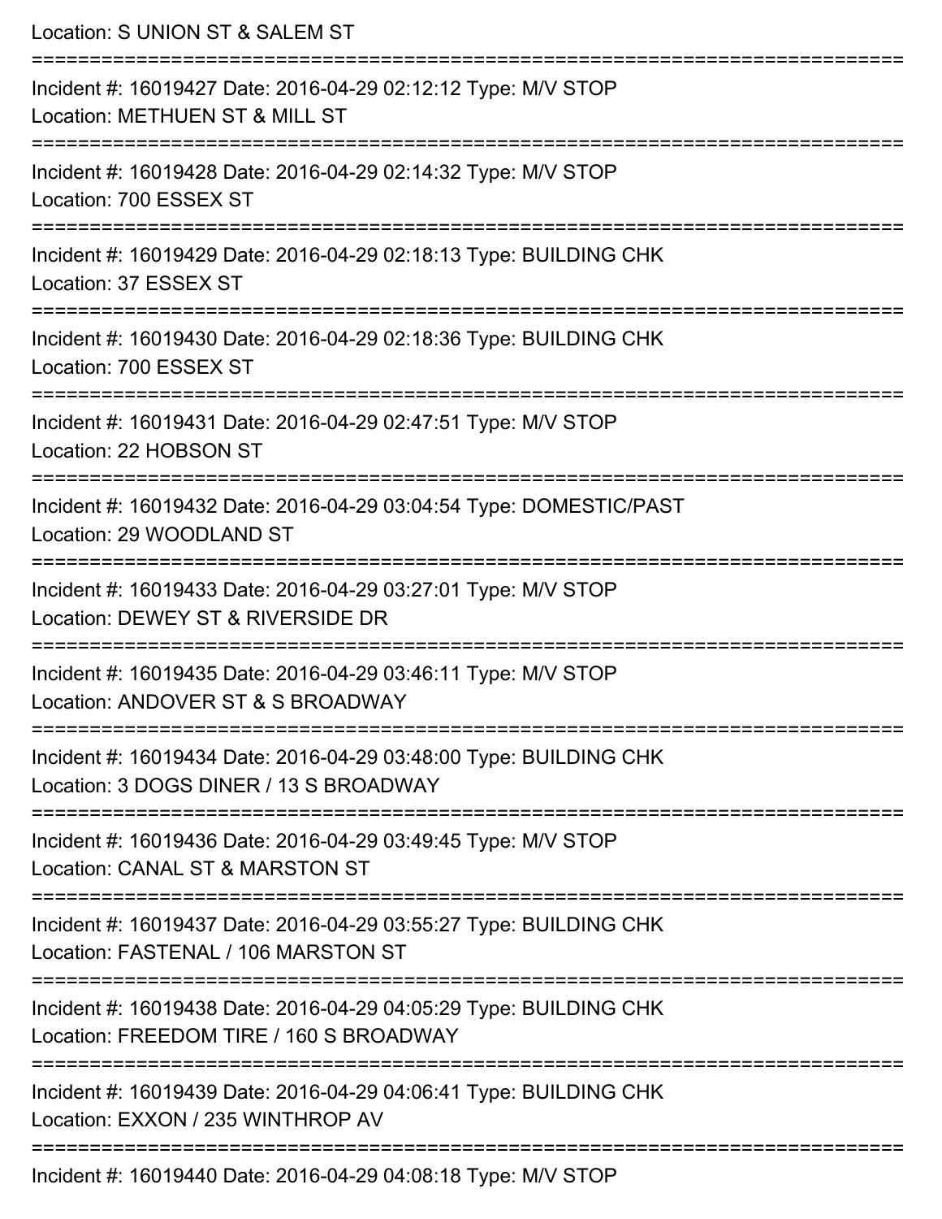Location: S UNION ST & SALEM ST

===========================================================================

Incident #: 16019427 Date: 2016-04-29 02:12:12 Type: M/V STOP

Location: METHUEN ST & MILL ST

===========================================================================

Incident #: 16019428 Date: 2016-04-29 02:14:32 Type: M/V STOP

Location: 700 ESSEX ST

===========================================================================

Incident #: 16019429 Date: 2016-04-29 02:18:13 Type: BUILDING CHK

Location: 37 ESSEX ST

===========================================================================

Incident #: 16019430 Date: 2016-04-29 02:18:36 Type: BUILDING CHK

Location: 700 ESSEX ST

===========================================================================

Incident #: 16019431 Date: 2016-04-29 02:47:51 Type: M/V STOP

Location: 22 HOBSON ST

===========================================================================

Incident #: 16019432 Date: 2016-04-29 03:04:54 Type: DOMESTIC/PAST

Location: 29 WOODLAND ST

===========================================================================

Incident #: 16019433 Date: 2016-04-29 03:27:01 Type: M/V STOP

Location: DEWEY ST & RIVERSIDE DR

===========================================================================

Incident #: 16019435 Date: 2016-04-29 03:46:11 Type: M/V STOP

Location: ANDOVER ST & S BROADWAY

===========================================================================

Incident #: 16019434 Date: 2016-04-29 03:48:00 Type: BUILDING CHK

Location: 3 DOGS DINER / 13 S BROADWAY

===========================================================================

Incident #: 16019436 Date: 2016-04-29 03:49:45 Type: M/V STOP

Location: CANAL ST & MARSTON ST

===========================================================================

Incident #: 16019437 Date: 2016-04-29 03:55:27 Type: BUILDING CHK

Location: FASTENAL / 106 MARSTON ST

===========================================================================

Incident #: 16019438 Date: 2016-04-29 04:05:29 Type: BUILDING CHK

Location: FREEDOM TIRE / 160 S BROADWAY

===========================================================================

Incident #: 16019439 Date: 2016-04-29 04:06:41 Type: BUILDING CHK

Location: EXXON / 235 WINTHROP AV

===========================================================================

Incident #: 16019440 Date: 2016-04-29 04:08:18 Type: M/V STOP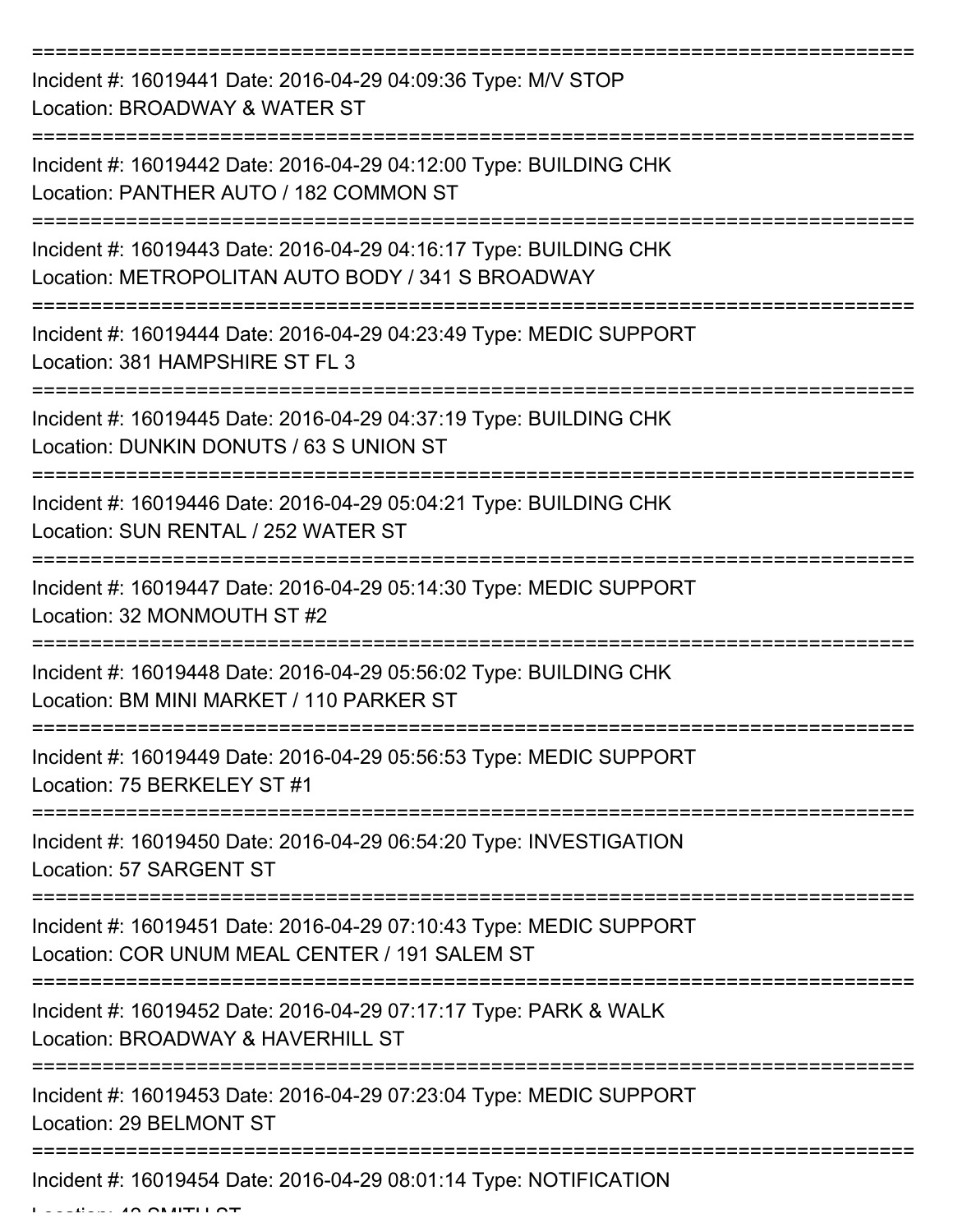===========================================================================
Incident #: 16019441 Date: 2016-04-29 04:09:36 Type: M/V STOP
Location: BROADWAY & WATER ST
===========================================================================
Incident #: 16019442 Date: 2016-04-29 04:12:00 Type: BUILDING CHK
Location: PANTHER AUTO / 182 COMMON ST
===========================================================================
Incident #: 16019443 Date: 2016-04-29 04:16:17 Type: BUILDING CHK
Location: METROPOLITAN AUTO BODY / 341 S BROADWAY
===========================================================================
Incident #: 16019444 Date: 2016-04-29 04:23:49 Type: MEDIC SUPPORT
Location: 381 HAMPSHIRE ST FL 3
===========================================================================
Incident #: 16019445 Date: 2016-04-29 04:37:19 Type: BUILDING CHK
Location: DUNKIN DONUTS / 63 S UNION ST
===========================================================================
Incident #: 16019446 Date: 2016-04-29 05:04:21 Type: BUILDING CHK
Location: SUN RENTAL / 252 WATER ST
===========================================================================
Incident #: 16019447 Date: 2016-04-29 05:14:30 Type: MEDIC SUPPORT
Location: 32 MONMOUTH ST #2
===========================================================================
Incident #: 16019448 Date: 2016-04-29 05:56:02 Type: BUILDING CHK
Location: BM MINI MARKET / 110 PARKER ST
===========================================================================
Incident #: 16019449 Date: 2016-04-29 05:56:53 Type: MEDIC SUPPORT
Location: 75 BERKELEY ST #1
===========================================================================
Incident #: 16019450 Date: 2016-04-29 06:54:20 Type: INVESTIGATION
Location: 57 SARGENT ST
===========================================================================
Incident #: 16019451 Date: 2016-04-29 07:10:43 Type: MEDIC SUPPORT
Location: COR UNUM MEAL CENTER / 191 SALEM ST
===========================================================================
Incident #: 16019452 Date: 2016-04-29 07:17:17 Type: PARK & WALK
Location: BROADWAY & HAVERHILL ST
===========================================================================
Incident #: 16019453 Date: 2016-04-29 07:23:04 Type: MEDIC SUPPORT
Location: 29 BELMONT ST
===========================================================================
Incident #: 16019454 Date: 2016-04-29 08:01:14 Type: NOTIFICATION
Location: 42 SMITH ST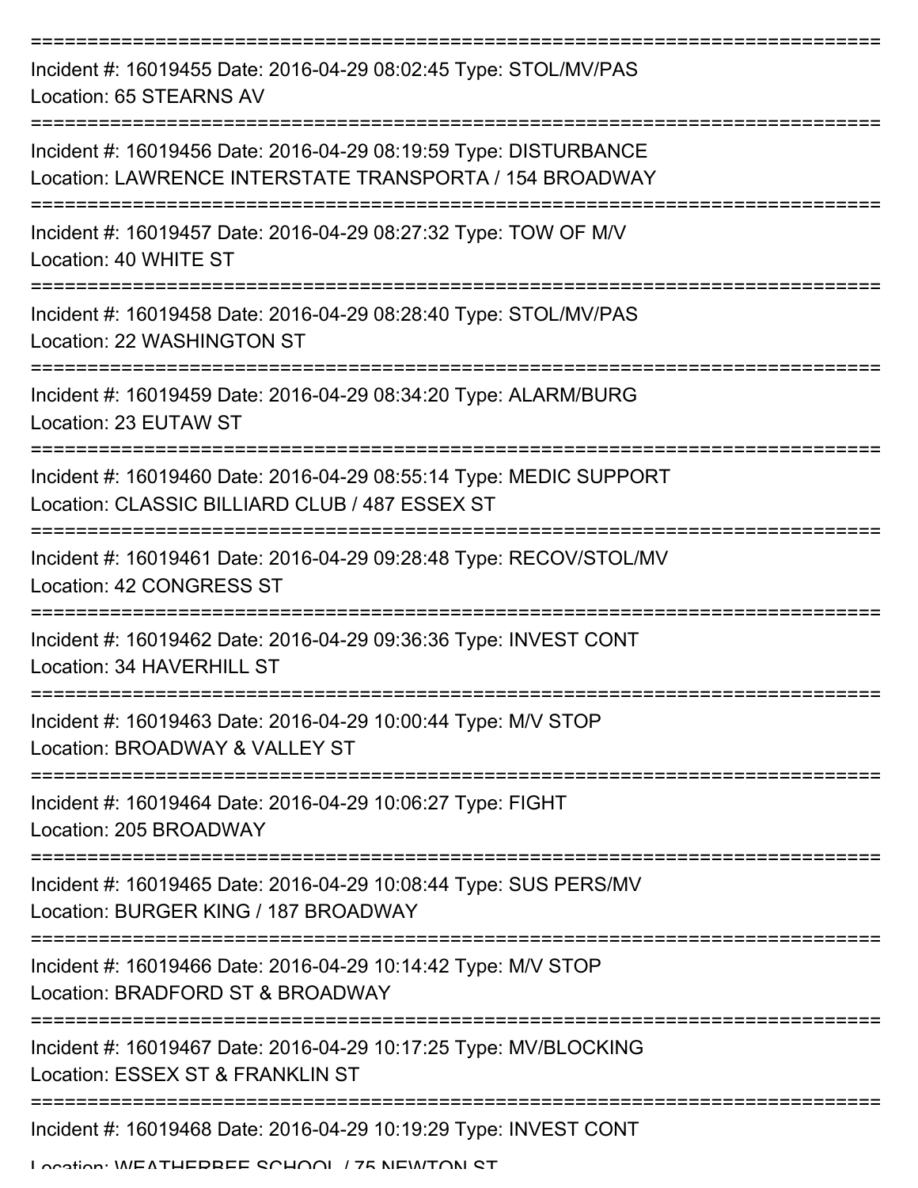Incident #: 16019455 Date: 2016-04-29 08:02:45 Type: STOL/MV/PAS
Location: 65 STEARNS AV

Incident #: 16019456 Date: 2016-04-29 08:19:59 Type: DISTURBANCE
Location: LAWRENCE INTERSTATE TRANSPORTA / 154 BROADWAY

Incident #: 16019457 Date: 2016-04-29 08:27:32 Type: TOW OF M/V
Location: 40 WHITE ST

Incident #: 16019458 Date: 2016-04-29 08:28:40 Type: STOL/MV/PAS
Location: 22 WASHINGTON ST

Incident #: 16019459 Date: 2016-04-29 08:34:20 Type: ALARM/BURG
Location: 23 EUTAW ST

Incident #: 16019460 Date: 2016-04-29 08:55:14 Type: MEDIC SUPPORT
Location: CLASSIC BILLIARD CLUB / 487 ESSEX ST

Incident #: 16019461 Date: 2016-04-29 09:28:48 Type: RECOV/STOL/MV
Location: 42 CONGRESS ST

Incident #: 16019462 Date: 2016-04-29 09:36:36 Type: INVEST CONT
Location: 34 HAVERHILL ST

Incident #: 16019463 Date: 2016-04-29 10:00:44 Type: M/V STOP
Location: BROADWAY & VALLEY ST

Incident #: 16019464 Date: 2016-04-29 10:06:27 Type: FIGHT
Location: 205 BROADWAY

Incident #: 16019465 Date: 2016-04-29 10:08:44 Type: SUS PERS/MV
Location: BURGER KING / 187 BROADWAY

Incident #: 16019466 Date: 2016-04-29 10:14:42 Type: M/V STOP
Location: BRADFORD ST & BROADWAY

Incident #: 16019467 Date: 2016-04-29 10:17:25 Type: MV/BLOCKING
Location: ESSEX ST & FRANKLIN ST

Incident #: 16019468 Date: 2016-04-29 10:19:29 Type: INVEST CONT
Location: WEATHERBEE SCHOOL / 75 NEWTON ST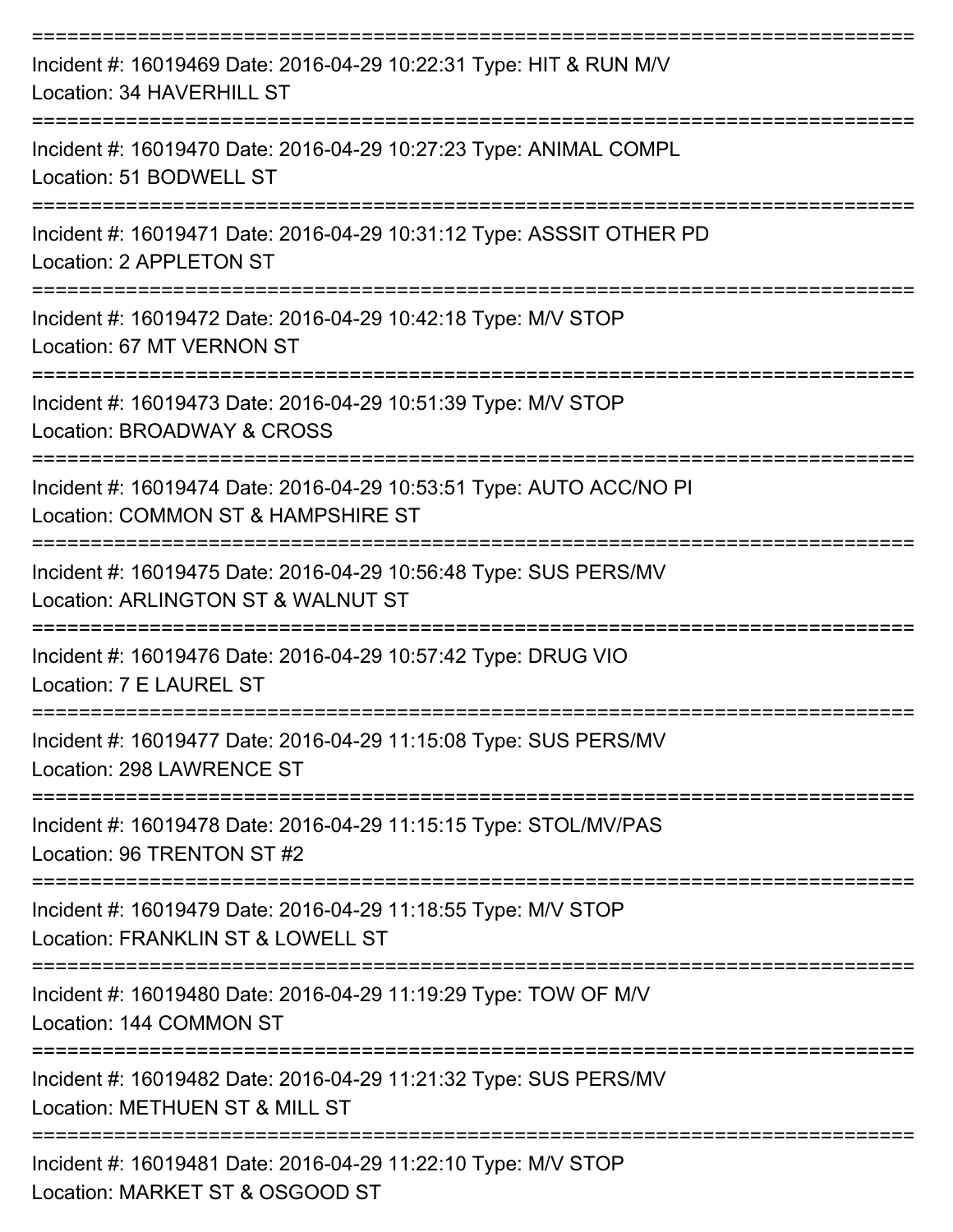===========================================================================

Incident #: 16019469 Date: 2016-04-29 10:22:31 Type: HIT & RUN M/V
Location: 34 HAVERHILL ST

===========================================================================

Incident #: 16019470 Date: 2016-04-29 10:27:23 Type: ANIMAL COMPL
Location: 51 BODWELL ST

===========================================================================

Incident #: 16019471 Date: 2016-04-29 10:31:12 Type: ASSSIT OTHER PD
Location: 2 APPLETON ST

===========================================================================

Incident #: 16019472 Date: 2016-04-29 10:42:18 Type: M/V STOP
Location: 67 MT VERNON ST

===========================================================================

Incident #: 16019473 Date: 2016-04-29 10:51:39 Type: M/V STOP
Location: BROADWAY & CROSS

===========================================================================

Incident #: 16019474 Date: 2016-04-29 10:53:51 Type: AUTO ACC/NO PI
Location: COMMON ST & HAMPSHIRE ST

===========================================================================

Incident #: 16019475 Date: 2016-04-29 10:56:48 Type: SUS PERS/MV
Location: ARLINGTON ST & WALNUT ST

===========================================================================

Incident #: 16019476 Date: 2016-04-29 10:57:42 Type: DRUG VIO
Location: 7 E LAUREL ST

===========================================================================

Incident #: 16019477 Date: 2016-04-29 11:15:08 Type: SUS PERS/MV
Location: 298 LAWRENCE ST

===========================================================================

Incident #: 16019478 Date: 2016-04-29 11:15:15 Type: STOL/MV/PAS
Location: 96 TRENTON ST #2

===========================================================================

Incident #: 16019479 Date: 2016-04-29 11:18:55 Type: M/V STOP
Location: FRANKLIN ST & LOWELL ST

===========================================================================

Incident #: 16019480 Date: 2016-04-29 11:19:29 Type: TOW OF M/V
Location: 144 COMMON ST

===========================================================================

Incident #: 16019482 Date: 2016-04-29 11:21:32 Type: SUS PERS/MV
Location: METHUEN ST & MILL ST

===========================================================================

Incident #: 16019481 Date: 2016-04-29 11:22:10 Type: M/V STOP
Location: MARKET ST & OSGOOD ST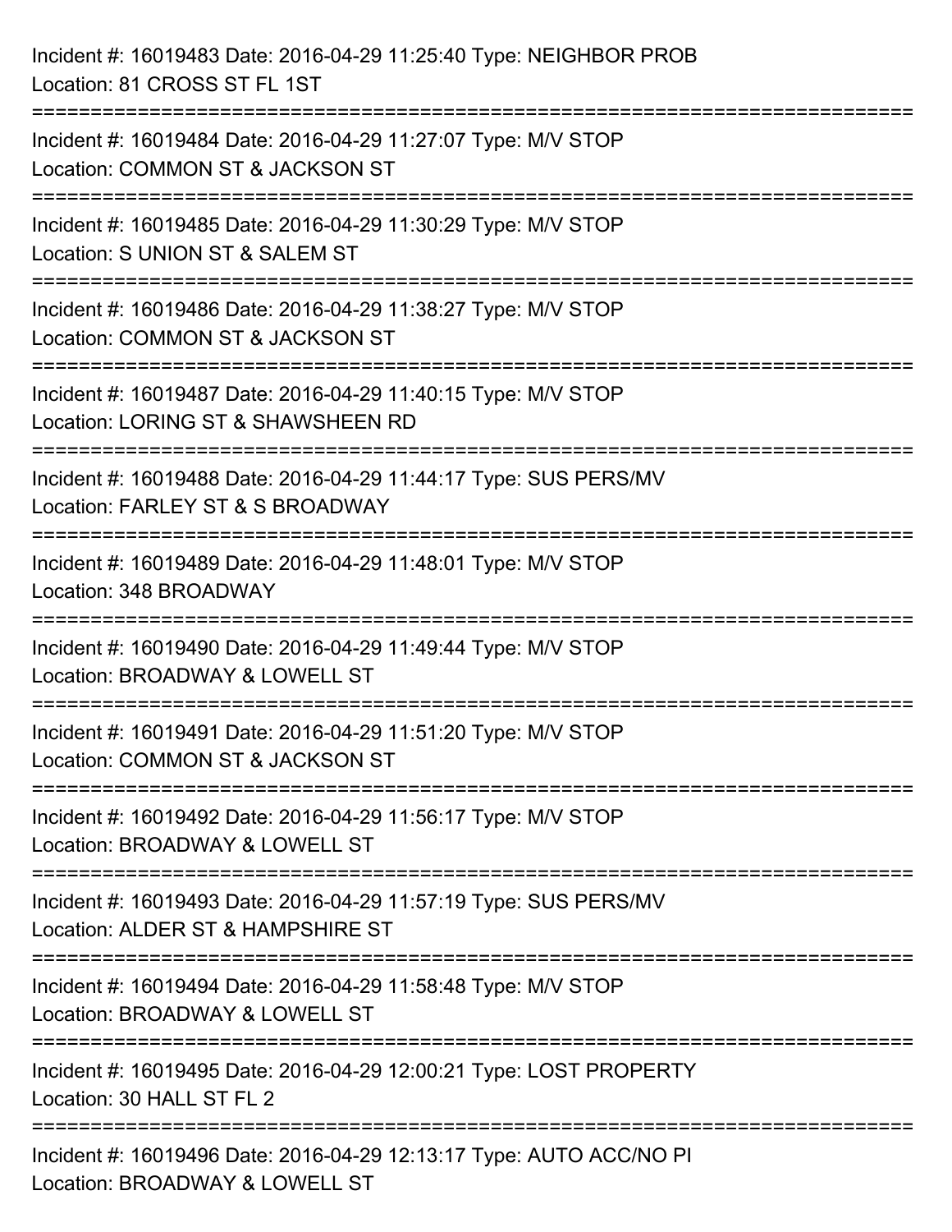Incident #: 16019483 Date: 2016-04-29 11:25:40 Type: NEIGHBOR PROB
Location: 81 CROSS ST FL 1ST

===========================================================================

Incident #: 16019484 Date: 2016-04-29 11:27:07 Type: M/V STOP
Location: COMMON ST & JACKSON ST

===========================================================================

Incident #: 16019485 Date: 2016-04-29 11:30:29 Type: M/V STOP
Location: S UNION ST & SALEM ST

===========================================================================

Incident #: 16019486 Date: 2016-04-29 11:38:27 Type: M/V STOP
Location: COMMON ST & JACKSON ST

===========================================================================

Incident #: 16019487 Date: 2016-04-29 11:40:15 Type: M/V STOP
Location: LORING ST & SHAWSHEEN RD

===========================================================================

Incident #: 16019488 Date: 2016-04-29 11:44:17 Type: SUS PERS/MV
Location: FARLEY ST & S BROADWAY

===========================================================================

Incident #: 16019489 Date: 2016-04-29 11:48:01 Type: M/V STOP
Location: 348 BROADWAY

===========================================================================

Incident #: 16019490 Date: 2016-04-29 11:49:44 Type: M/V STOP
Location: BROADWAY & LOWELL ST

===========================================================================

Incident #: 16019491 Date: 2016-04-29 11:51:20 Type: M/V STOP
Location: COMMON ST & JACKSON ST

===========================================================================

Incident #: 16019492 Date: 2016-04-29 11:56:17 Type: M/V STOP
Location: BROADWAY & LOWELL ST

===========================================================================

Incident #: 16019493 Date: 2016-04-29 11:57:19 Type: SUS PERS/MV
Location: ALDER ST & HAMPSHIRE ST

===========================================================================

Incident #: 16019494 Date: 2016-04-29 11:58:48 Type: M/V STOP
Location: BROADWAY & LOWELL ST

===========================================================================

Incident #: 16019495 Date: 2016-04-29 12:00:21 Type: LOST PROPERTY
Location: 30 HALL ST FL 2

===========================================================================

Incident #: 16019496 Date: 2016-04-29 12:13:17 Type: AUTO ACC/NO PI
Location: BROADWAY & LOWELL ST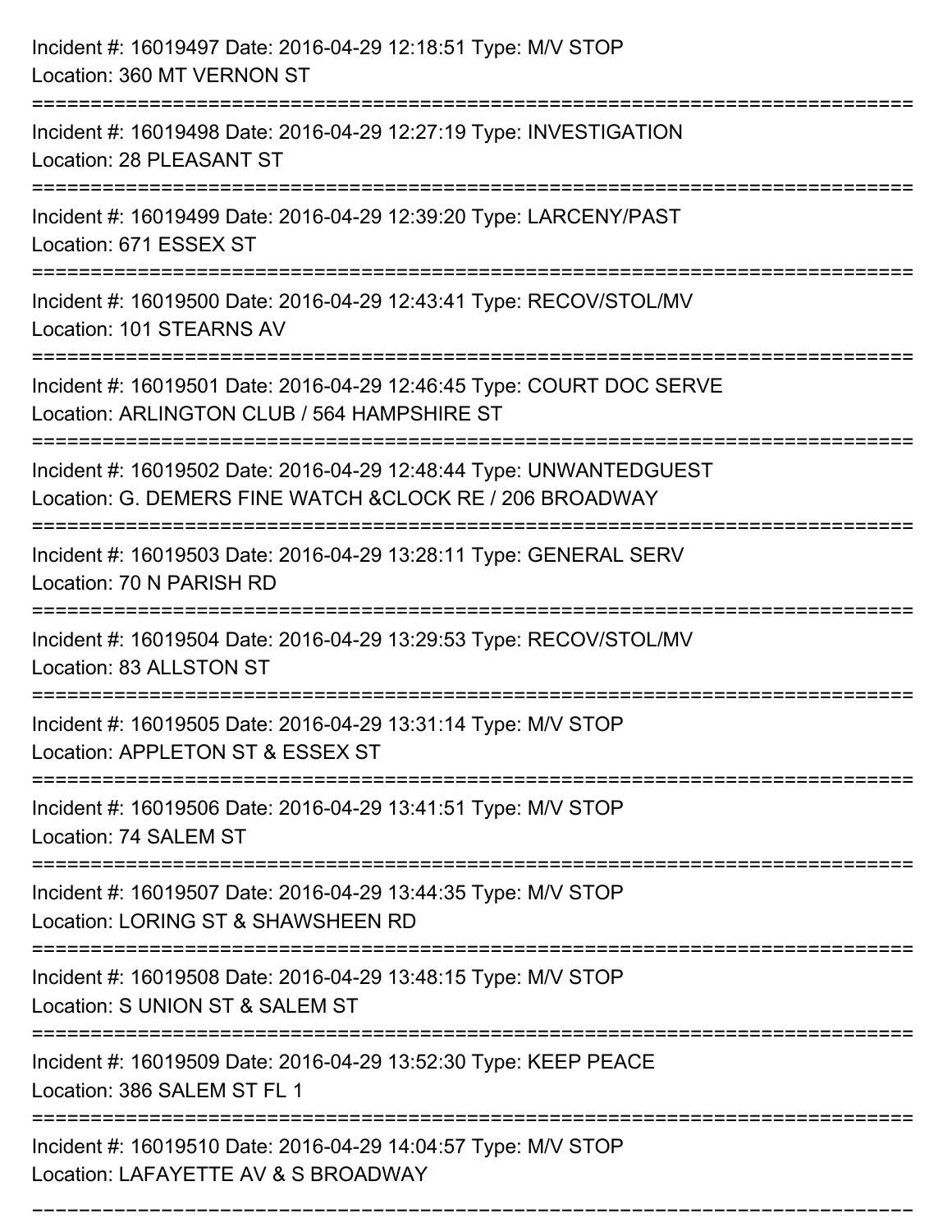Incident #: 16019497 Date: 2016-04-29 12:18:51 Type: M/V STOP
Location: 360 MT VERNON ST

===========================================================================

Incident #: 16019498 Date: 2016-04-29 12:27:19 Type: INVESTIGATION
Location: 28 PLEASANT ST

===========================================================================

Incident #: 16019499 Date: 2016-04-29 12:39:20 Type: LARCENY/PAST
Location: 671 ESSEX ST

===========================================================================

Incident #: 16019500 Date: 2016-04-29 12:43:41 Type: RECOV/STOL/MV
Location: 101 STEARNS AV

===========================================================================

Incident #: 16019501 Date: 2016-04-29 12:46:45 Type: COURT DOC SERVE
Location: ARLINGTON CLUB / 564 HAMPSHIRE ST

===========================================================================

Incident #: 16019502 Date: 2016-04-29 12:48:44 Type: UNWANTEDGUEST
Location: G. DEMERS FINE WATCH &CLOCK RE / 206 BROADWAY

===========================================================================

Incident #: 16019503 Date: 2016-04-29 13:28:11 Type: GENERAL SERV
Location: 70 N PARISH RD

===========================================================================

Incident #: 16019504 Date: 2016-04-29 13:29:53 Type: RECOV/STOL/MV
Location: 83 ALLSTON ST

===========================================================================

Incident #: 16019505 Date: 2016-04-29 13:31:14 Type: M/V STOP
Location: APPLETON ST & ESSEX ST

===========================================================================

Incident #: 16019506 Date: 2016-04-29 13:41:51 Type: M/V STOP
Location: 74 SALEM ST

===========================================================================

Incident #: 16019507 Date: 2016-04-29 13:44:35 Type: M/V STOP
Location: LORING ST & SHAWSHEEN RD

===========================================================================

Incident #: 16019508 Date: 2016-04-29 13:48:15 Type: M/V STOP
Location: S UNION ST & SALEM ST

===========================================================================

Incident #: 16019509 Date: 2016-04-29 13:52:30 Type: KEEP PEACE
Location: 386 SALEM ST FL 1

===========================================================================

Incident #: 16019510 Date: 2016-04-29 14:04:57 Type: M/V STOP
Location: LAFAYETTE AV & S BROADWAY

===========================================================================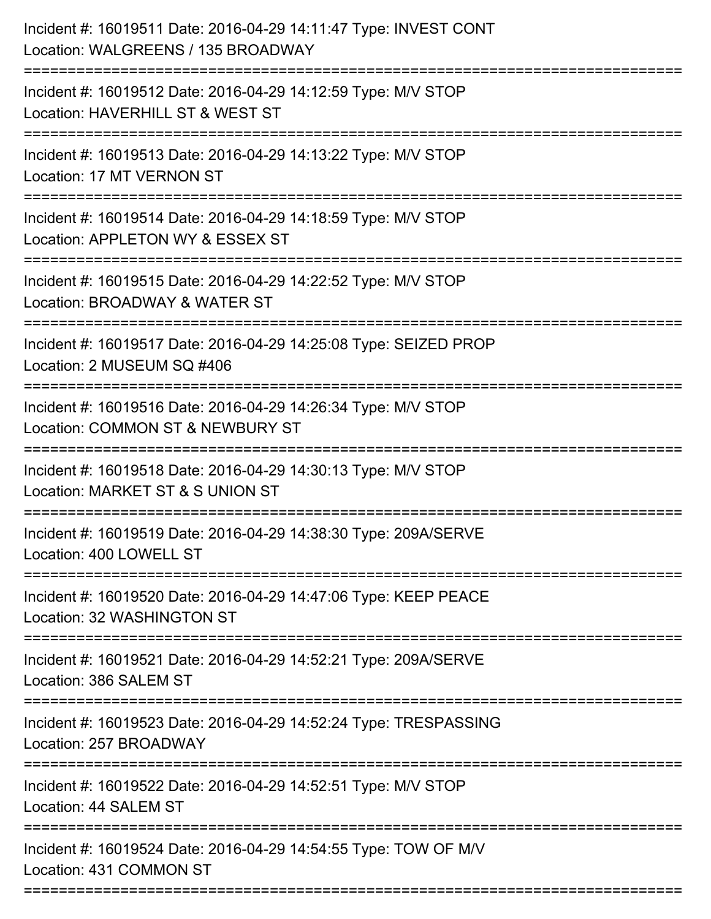Incident #: 16019511 Date: 2016-04-29 14:11:47 Type: INVEST CONT
Location: WALGREENS / 135 BROADWAY

===========================================================================

Incident #: 16019512 Date: 2016-04-29 14:12:59 Type: M/V STOP
Location: HAVERHILL ST & WEST ST

===========================================================================

Incident #: 16019513 Date: 2016-04-29 14:13:22 Type: M/V STOP
Location: 17 MT VERNON ST

===========================================================================

Incident #: 16019514 Date: 2016-04-29 14:18:59 Type: M/V STOP
Location: APPLETON WY & ESSEX ST

===========================================================================

Incident #: 16019515 Date: 2016-04-29 14:22:52 Type: M/V STOP
Location: BROADWAY & WATER ST

===========================================================================

Incident #: 16019517 Date: 2016-04-29 14:25:08 Type: SEIZED PROP
Location: 2 MUSEUM SQ #406

===========================================================================

Incident #: 16019516 Date: 2016-04-29 14:26:34 Type: M/V STOP
Location: COMMON ST & NEWBURY ST

===========================================================================

Incident #: 16019518 Date: 2016-04-29 14:30:13 Type: M/V STOP
Location: MARKET ST & S UNION ST

===========================================================================

Incident #: 16019519 Date: 2016-04-29 14:38:30 Type: 209A/SERVE
Location: 400 LOWELL ST

===========================================================================

Incident #: 16019520 Date: 2016-04-29 14:47:06 Type: KEEP PEACE
Location: 32 WASHINGTON ST

===========================================================================

Incident #: 16019521 Date: 2016-04-29 14:52:21 Type: 209A/SERVE
Location: 386 SALEM ST

===========================================================================

Incident #: 16019523 Date: 2016-04-29 14:52:24 Type: TRESPASSING
Location: 257 BROADWAY

===========================================================================

Incident #: 16019522 Date: 2016-04-29 14:52:51 Type: M/V STOP
Location: 44 SALEM ST

===========================================================================

Incident #: 16019524 Date: 2016-04-29 14:54:55 Type: TOW OF M/V
Location: 431 COMMON ST

===========================================================================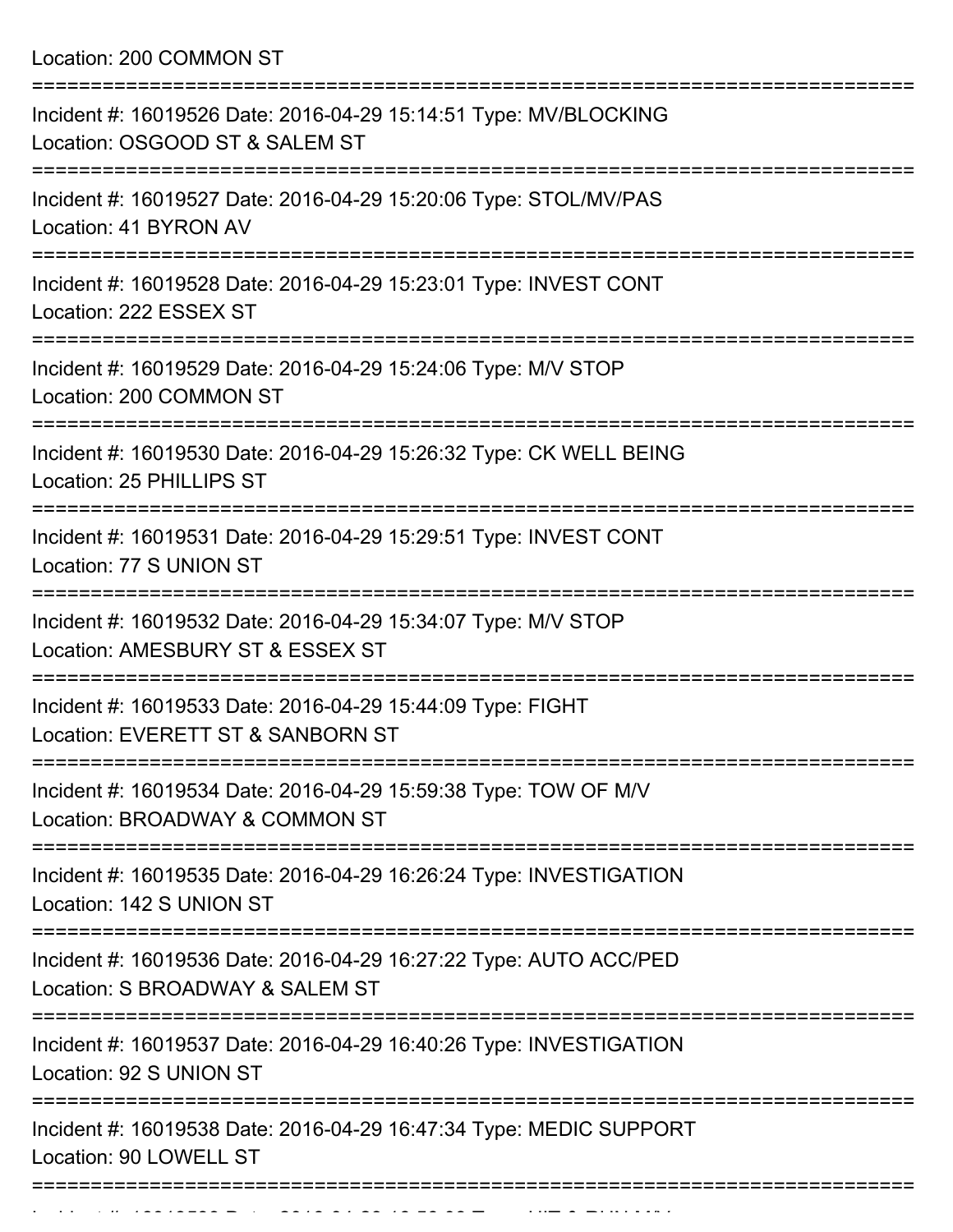Location: 200 COMMON ST

===========================================================================

Incident #: 16019526 Date: 2016-04-29 15:14:51 Type: MV/BLOCKING
Location: OSGOOD ST & SALEM ST

===========================================================================

Incident #: 16019527 Date: 2016-04-29 15:20:06 Type: STOL/MV/PAS
Location: 41 BYRON AV

===========================================================================

Incident #: 16019528 Date: 2016-04-29 15:23:01 Type: INVEST CONT
Location: 222 ESSEX ST

===========================================================================

Incident #: 16019529 Date: 2016-04-29 15:24:06 Type: M/V STOP
Location: 200 COMMON ST

===========================================================================

Incident #: 16019530 Date: 2016-04-29 15:26:32 Type: CK WELL BEING
Location: 25 PHILLIPS ST

===========================================================================

Incident #: 16019531 Date: 2016-04-29 15:29:51 Type: INVEST CONT
Location: 77 S UNION ST

===========================================================================

Incident #: 16019532 Date: 2016-04-29 15:34:07 Type: M/V STOP
Location: AMESBURY ST & ESSEX ST

===========================================================================

Incident #: 16019533 Date: 2016-04-29 15:44:09 Type: FIGHT
Location: EVERETT ST & SANBORN ST

===========================================================================

Incident #: 16019534 Date: 2016-04-29 15:59:38 Type: TOW OF M/V
Location: BROADWAY & COMMON ST

===========================================================================

Incident #: 16019535 Date: 2016-04-29 16:26:24 Type: INVESTIGATION
Location: 142 S UNION ST

===========================================================================

Incident #: 16019536 Date: 2016-04-29 16:27:22 Type: AUTO ACC/PED
Location: S BROADWAY & SALEM ST

===========================================================================

Incident #: 16019537 Date: 2016-04-29 16:40:26 Type: INVESTIGATION
Location: 92 S UNION ST

===========================================================================

Incident #: 16019538 Date: 2016-04-29 16:47:34 Type: MEDIC SUPPORT
Location: 90 LOWELL ST

===========================================================================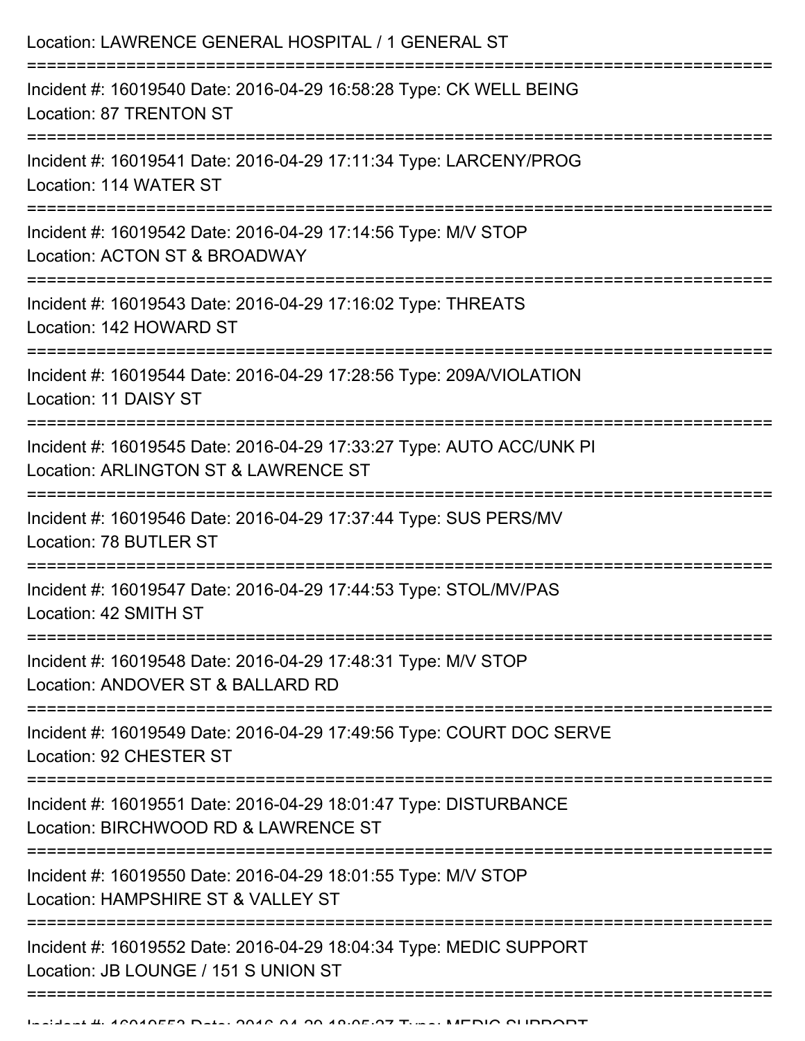Location: LAWRENCE GENERAL HOSPITAL / 1 GENERAL ST

===========================================================================

Incident #: 16019540 Date: 2016-04-29 16:58:28 Type: CK WELL BEING
Location: 87 TRENTON ST

===========================================================================

Incident #: 16019541 Date: 2016-04-29 17:11:34 Type: LARCENY/PROG
Location: 114 WATER ST

===========================================================================

Incident #: 16019542 Date: 2016-04-29 17:14:56 Type: M/V STOP
Location: ACTON ST & BROADWAY

===========================================================================

Incident #: 16019543 Date: 2016-04-29 17:16:02 Type: THREATS
Location: 142 HOWARD ST

===========================================================================

Incident #: 16019544 Date: 2016-04-29 17:28:56 Type: 209A/VIOLATION
Location: 11 DAISY ST

===========================================================================

Incident #: 16019545 Date: 2016-04-29 17:33:27 Type: AUTO ACC/UNK PI
Location: ARLINGTON ST & LAWRENCE ST

===========================================================================

Incident #: 16019546 Date: 2016-04-29 17:37:44 Type: SUS PERS/MV
Location: 78 BUTLER ST

===========================================================================

Incident #: 16019547 Date: 2016-04-29 17:44:53 Type: STOL/MV/PAS
Location: 42 SMITH ST

===========================================================================

Incident #: 16019548 Date: 2016-04-29 17:48:31 Type: M/V STOP
Location: ANDOVER ST & BALLARD RD

===========================================================================

Incident #: 16019549 Date: 2016-04-29 17:49:56 Type: COURT DOC SERVE
Location: 92 CHESTER ST

===========================================================================

Incident #: 16019551 Date: 2016-04-29 18:01:47 Type: DISTURBANCE
Location: BIRCHWOOD RD & LAWRENCE ST

===========================================================================

Incident #: 16019550 Date: 2016-04-29 18:01:55 Type: M/V STOP
Location: HAMPSHIRE ST & VALLEY ST

===========================================================================

Incident #: 16019552 Date: 2016-04-29 18:04:34 Type: MEDIC SUPPORT
Location: JB LOUNGE / 151 S UNION ST

===========================================================================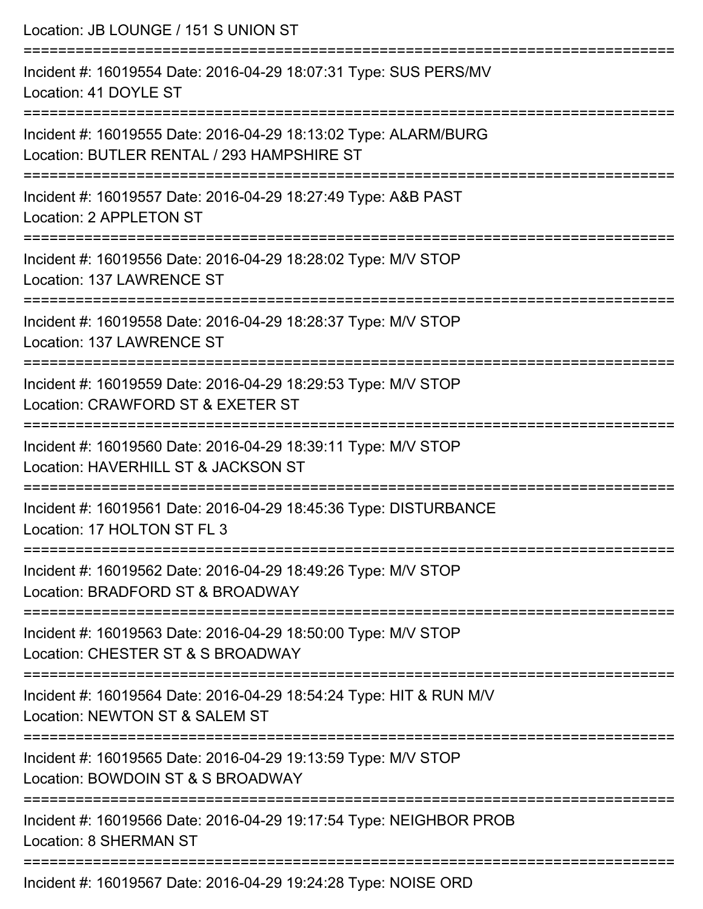Location: JB LOUNGE / 151 S UNION ST

===========================================================================

Incident #: 16019554 Date: 2016-04-29 18:07:31 Type: SUS PERS/MV
Location: 41 DOYLE ST

===========================================================================

Incident #: 16019555 Date: 2016-04-29 18:13:02 Type: ALARM/BURG
Location: BUTLER RENTAL / 293 HAMPSHIRE ST

===========================================================================

Incident #: 16019557 Date: 2016-04-29 18:27:49 Type: A&B PAST
Location: 2 APPLETON ST

===========================================================================

Incident #: 16019556 Date: 2016-04-29 18:28:02 Type: M/V STOP
Location: 137 LAWRENCE ST

===========================================================================

Incident #: 16019558 Date: 2016-04-29 18:28:37 Type: M/V STOP
Location: 137 LAWRENCE ST

===========================================================================

Incident #: 16019559 Date: 2016-04-29 18:29:53 Type: M/V STOP
Location: CRAWFORD ST & EXETER ST

===========================================================================

Incident #: 16019560 Date: 2016-04-29 18:39:11 Type: M/V STOP
Location: HAVERHILL ST & JACKSON ST

===========================================================================

Incident #: 16019561 Date: 2016-04-29 18:45:36 Type: DISTURBANCE
Location: 17 HOLTON ST FL 3

===========================================================================

Incident #: 16019562 Date: 2016-04-29 18:49:26 Type: M/V STOP
Location: BRADFORD ST & BROADWAY

===========================================================================

Incident #: 16019563 Date: 2016-04-29 18:50:00 Type: M/V STOP
Location: CHESTER ST & S BROADWAY

===========================================================================

Incident #: 16019564 Date: 2016-04-29 18:54:24 Type: HIT & RUN M/V
Location: NEWTON ST & SALEM ST

===========================================================================

Incident #: 16019565 Date: 2016-04-29 19:13:59 Type: M/V STOP
Location: BOWDOIN ST & S BROADWAY

===========================================================================

Incident #: 16019566 Date: 2016-04-29 19:17:54 Type: NEIGHBOR PROB
Location: 8 SHERMAN ST

===========================================================================

Incident #: 16019567 Date: 2016-04-29 19:24:28 Type: NOISE ORD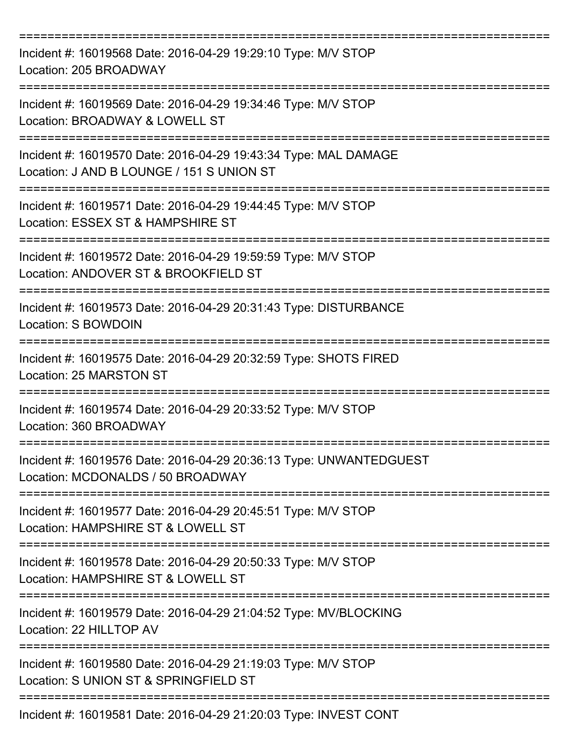===========================================================================
Incident #: 16019568 Date: 2016-04-29 19:29:10 Type: M/V STOP
Location: 205 BROADWAY
===========================================================================
Incident #: 16019569 Date: 2016-04-29 19:34:46 Type: M/V STOP
Location: BROADWAY & LOWELL ST
===========================================================================
Incident #: 16019570 Date: 2016-04-29 19:43:34 Type: MAL DAMAGE
Location: J AND B LOUNGE / 151 S UNION ST
===========================================================================
Incident #: 16019571 Date: 2016-04-29 19:44:45 Type: M/V STOP
Location: ESSEX ST & HAMPSHIRE ST
===========================================================================
Incident #: 16019572 Date: 2016-04-29 19:59:59 Type: M/V STOP
Location: ANDOVER ST & BROOKFIELD ST
===========================================================================
Incident #: 16019573 Date: 2016-04-29 20:31:43 Type: DISTURBANCE
Location: S BOWDOIN
===========================================================================
Incident #: 16019575 Date: 2016-04-29 20:32:59 Type: SHOTS FIRED
Location: 25 MARSTON ST
===========================================================================
Incident #: 16019574 Date: 2016-04-29 20:33:52 Type: M/V STOP
Location: 360 BROADWAY
===========================================================================
Incident #: 16019576 Date: 2016-04-29 20:36:13 Type: UNWANTEDGUEST
Location: MCDONALDS / 50 BROADWAY
===========================================================================
Incident #: 16019577 Date: 2016-04-29 20:45:51 Type: M/V STOP
Location: HAMPSHIRE ST & LOWELL ST
===========================================================================
Incident #: 16019578 Date: 2016-04-29 20:50:33 Type: M/V STOP
Location: HAMPSHIRE ST & LOWELL ST
===========================================================================
Incident #: 16019579 Date: 2016-04-29 21:04:52 Type: MV/BLOCKING
Location: 22 HILLTOP AV
===========================================================================
Incident #: 16019580 Date: 2016-04-29 21:19:03 Type: M/V STOP
Location: S UNION ST & SPRINGFIELD ST
===========================================================================
Incident #: 16019581 Date: 2016-04-29 21:20:03 Type: INVEST CONT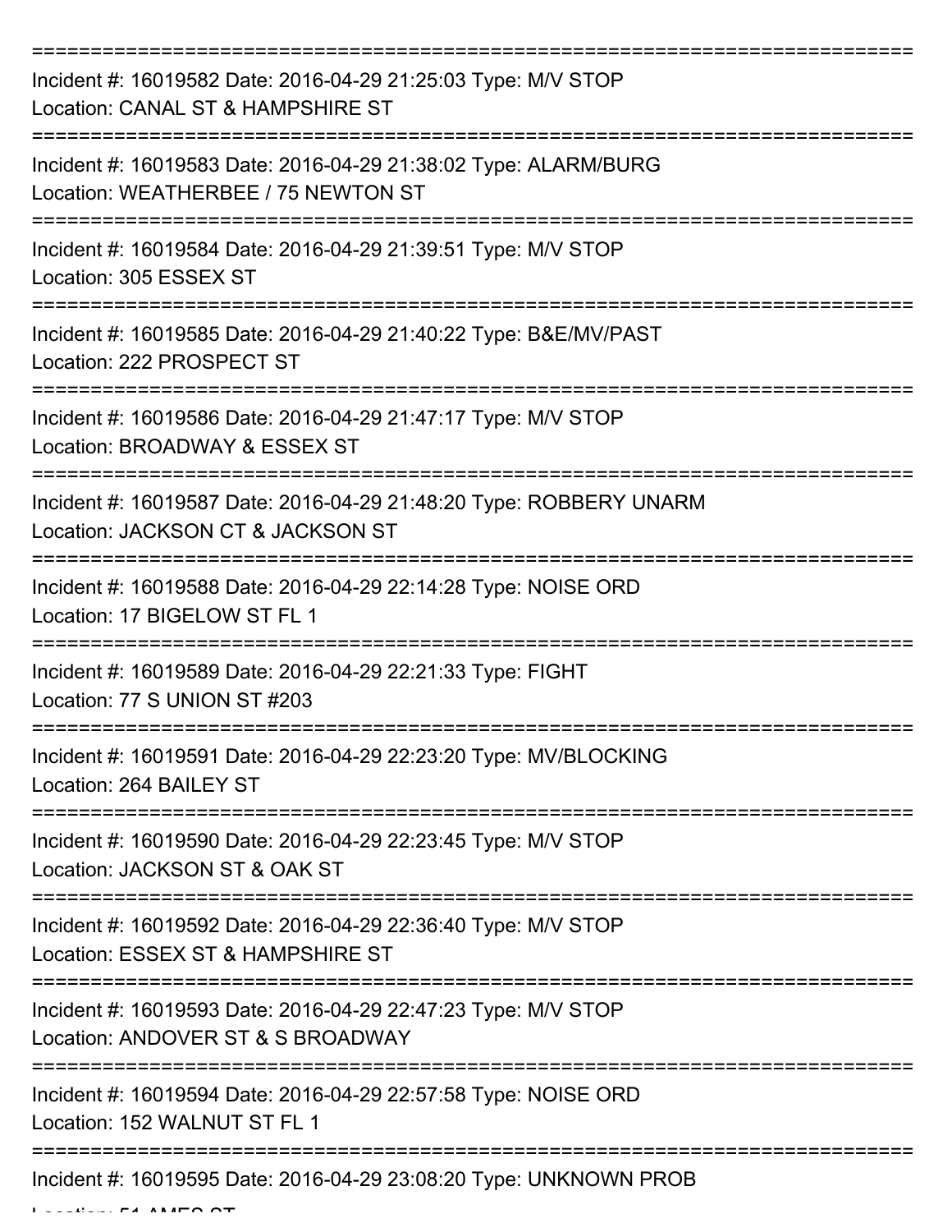===========================================================================

Incident #: 16019582 Date: 2016-04-29 21:25:03 Type: M/V STOP
Location: CANAL ST & HAMPSHIRE ST

===========================================================================

Incident #: 16019583 Date: 2016-04-29 21:38:02 Type: ALARM/BURG
Location: WEATHERBEE / 75 NEWTON ST

===========================================================================

Incident #: 16019584 Date: 2016-04-29 21:39:51 Type: M/V STOP
Location: 305 ESSEX ST

===========================================================================

Incident #: 16019585 Date: 2016-04-29 21:40:22 Type: B&E/MV/PAST
Location: 222 PROSPECT ST

===========================================================================

Incident #: 16019586 Date: 2016-04-29 21:47:17 Type: M/V STOP
Location: BROADWAY & ESSEX ST

===========================================================================

Incident #: 16019587 Date: 2016-04-29 21:48:20 Type: ROBBERY UNARM
Location: JACKSON CT & JACKSON ST

===========================================================================

Incident #: 16019588 Date: 2016-04-29 22:14:28 Type: NOISE ORD
Location: 17 BIGELOW ST FL 1

===========================================================================

Incident #: 16019589 Date: 2016-04-29 22:21:33 Type: FIGHT
Location: 77 S UNION ST #203

===========================================================================

Incident #: 16019591 Date: 2016-04-29 22:23:20 Type: MV/BLOCKING
Location: 264 BAILEY ST

===========================================================================

Incident #: 16019590 Date: 2016-04-29 22:23:45 Type: M/V STOP
Location: JACKSON ST & OAK ST

===========================================================================

Incident #: 16019592 Date: 2016-04-29 22:36:40 Type: M/V STOP
Location: ESSEX ST & HAMPSHIRE ST

===========================================================================

Incident #: 16019593 Date: 2016-04-29 22:47:23 Type: M/V STOP
Location: ANDOVER ST & S BROADWAY

===========================================================================

Incident #: 16019594 Date: 2016-04-29 22:57:58 Type: NOISE ORD
Location: 152 WALNUT ST FL 1

===========================================================================

Incident #: 16019595 Date: 2016-04-29 23:08:20 Type: UNKNOWN PROB
Location: 51 AMES ST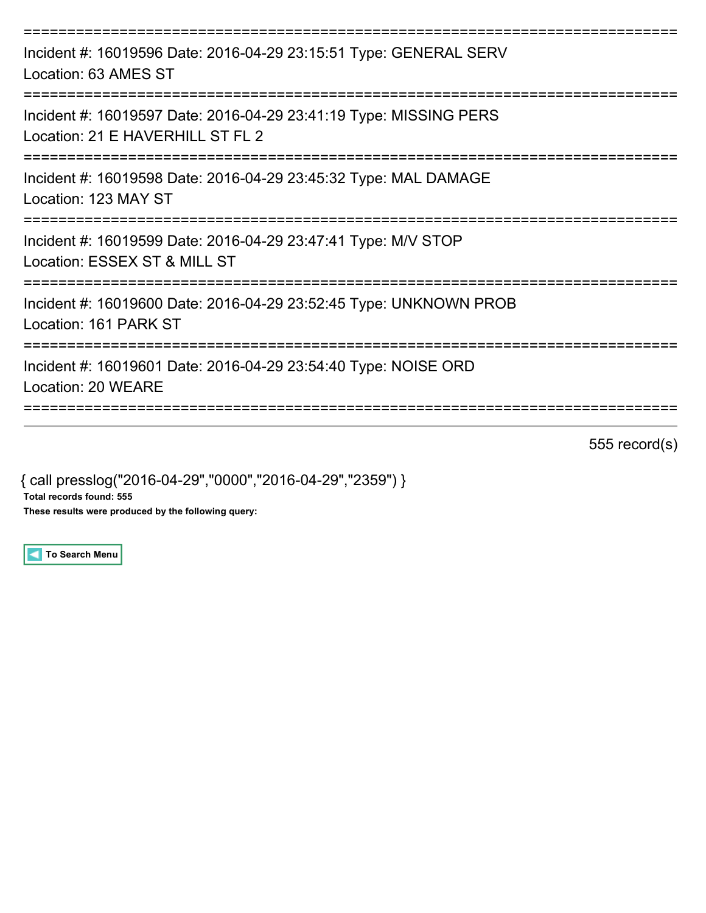===========================================================================

Incident #: 16019596 Date: 2016-04-29 23:15:51 Type: GENERAL SERV
Location: 63 AMES ST

===========================================================================

Incident #: 16019597 Date: 2016-04-29 23:41:19 Type: MISSING PERS
Location: 21 E HAVERHILL ST FL 2

===========================================================================

Incident #: 16019598 Date: 2016-04-29 23:45:32 Type: MAL DAMAGE
Location: 123 MAY ST

===========================================================================

Incident #: 16019599 Date: 2016-04-29 23:47:41 Type: M/V STOP
Location: ESSEX ST & MILL ST

===========================================================================

Incident #: 16019600 Date: 2016-04-29 23:52:45 Type: UNKNOWN PROB
Location: 161 PARK ST

===========================================================================

Incident #: 16019601 Date: 2016-04-29 23:54:40 Type: NOISE ORD
Location: 20 WEARE

===========================================================================

555 record(s)

{ call presslog("2016-04-29","0000","2016-04-29","2359") }

**Total records found: 555**

**These results were produced by the following query:**

To Search Menu